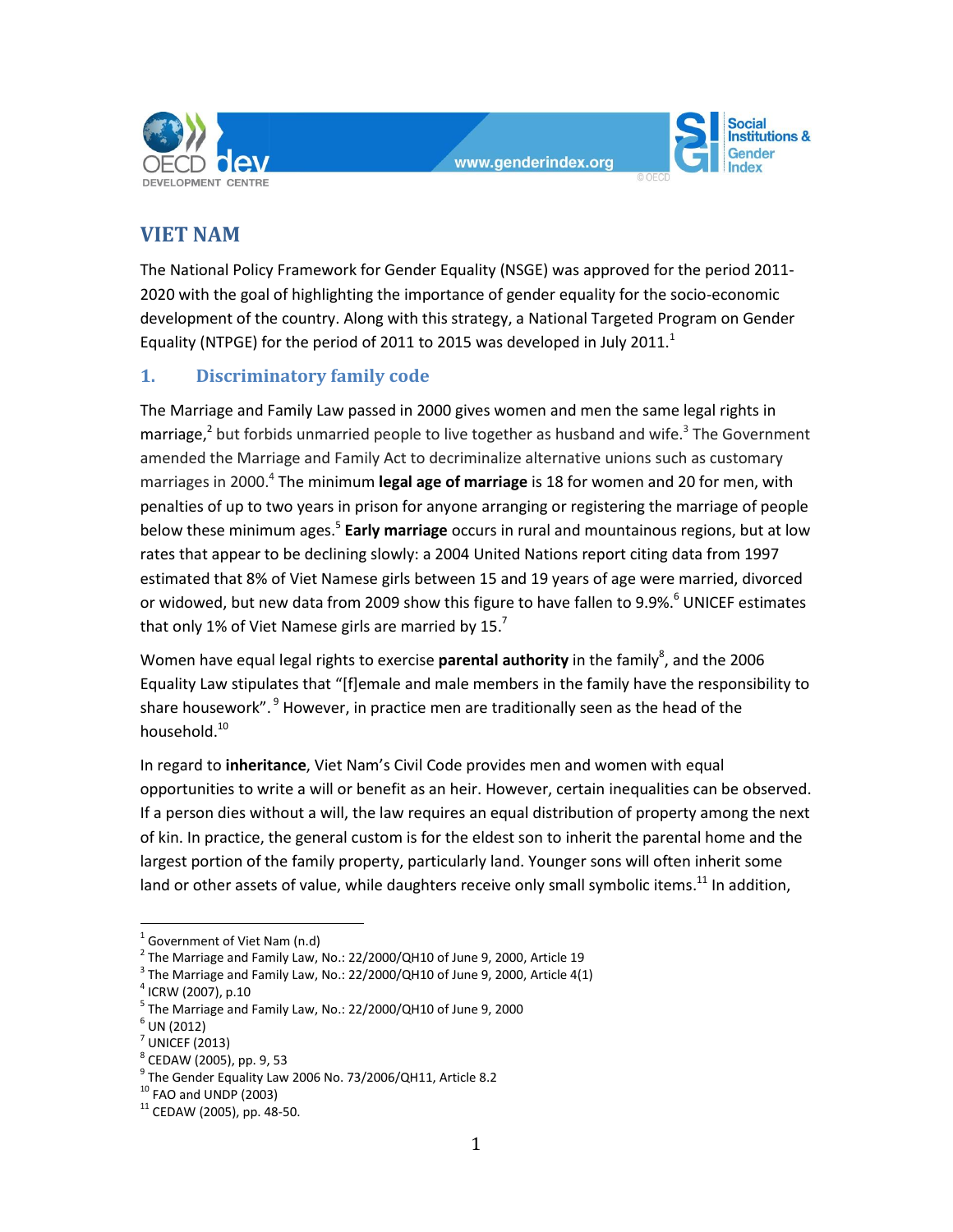# VIET NAM

The National Policy Framework for Gender Equality (NSGE) was approved for the period 2011-2020 with the goal of highlighting the importance of gender equality for the socio-economic development of the country. Along with this strategy, a National Targeted Program on Gender Equality (NTPGE) for the period of 2011 to 2015 was developed in July 2011.[1]

## 1. Discriminatory family code

The Marriage and Family Law passed in 2000 gives women and men the same legal rights in marriage,[2] but forbids unmarried people to live together as husband and wife.[3] The Government amended the Marriage and Family Act to decriminalize alternative unions such as customary marriages in 2000.[4] The minimum **legal age of marriage** is 18 for women and 20 for men, with penalties of up to two years in prison for anyone arranging or registering the marriage of people below these minimum ages.[5] **Early marriage** occurs in rural and mountainous regions, but at low rates that appear to be declining slowly: a 2004 United Nations report citing data from 1997 estimated that 8% of Viet Namese girls between 15 and 19 years of age were married, divorced or widowed, but new data from 2009 show this figure to have fallen to 9.9%.[6] UNICEF estimates that only 1% of Viet Namese girls are married by 15.[7]

Women have equal legal rights to exercise **parental authority** in the family[8], and the 2006 Equality Law stipulates that "[f]emale and male members in the family have the responsibility to share housework".[9] However, in practice men are traditionally seen as the head of the household.[10]

In regard to **inheritance**, Viet Nam's Civil Code provides men and women with equal opportunities to write a will or benefit as an heir. However, certain inequalities can be observed. If a person dies without a will, the law requires an equal distribution of property among the next of kin. In practice, the general custom is for the eldest son to inherit the parental home and the largest portion of the family property, particularly land. Younger sons will often inherit some land or other assets of value, while daughters receive only small symbolic items.[11] In addition,

---

[1] Government of Viet Nam (n.d)

[2] The Marriage and Family Law, No.: 22/2000/QH10 of June 9, 2000, Article 19

[3] The Marriage and Family Law, No.: 22/2000/QH10 of June 9, 2000, Article 4(1)

[4] ICRW (2007), p.10

[5] The Marriage and Family Law, No.: 22/2000/QH10 of June 9, 2000

[6] UN (2012)

[7] UNICEF (2013)

[8] CEDAW (2005), pp. 9, 53

[9] The Gender Equality Law 2006 No. 73/2006/QH11, Article 8.2

[10] FAO and UNDP (2003)

[11] CEDAW (2005), pp. 48-50.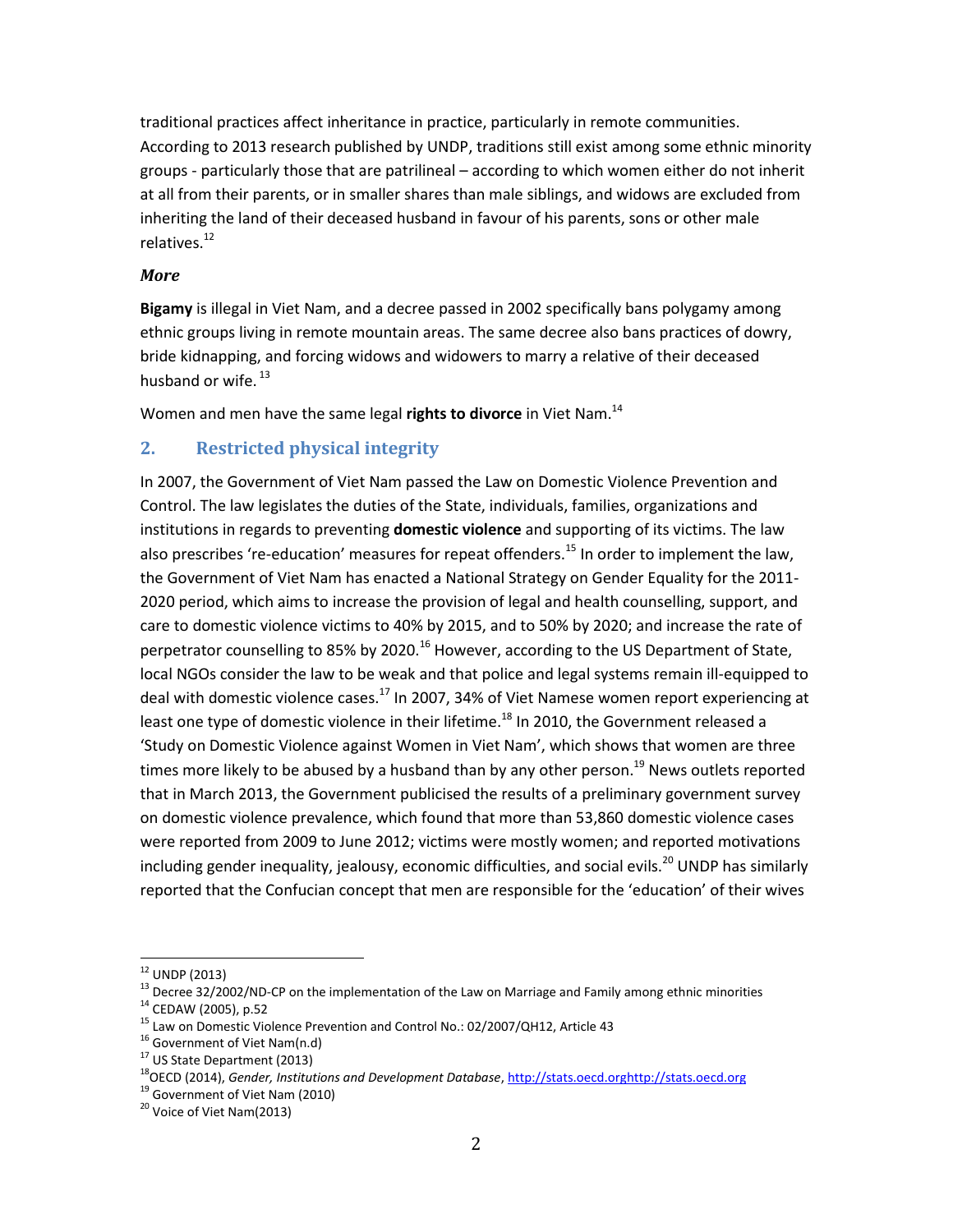traditional practices affect inheritance in practice, particularly in remote communities. According to 2013 research published by UNDP, traditions still exist among some ethnic minority groups - particularly those that are patrilineal – according to which women either do not inherit at all from their parents, or in smaller shares than male siblings, and widows are excluded from inheriting the land of their deceased husband in favour of his parents, sons or other male relatives.[12]

***More***

**Bigamy** is illegal in Viet Nam, and a decree passed in 2002 specifically bans polygamy among ethnic groups living in remote mountain areas. The same decree also bans practices of dowry, bride kidnapping, and forcing widows and widowers to marry a relative of their deceased husband or wife.[13]

Women and men have the same legal **rights to divorce** in Viet Nam.[14]

## 2. Restricted physical integrity

In 2007, the Government of Viet Nam passed the Law on Domestic Violence Prevention and Control. The law legislates the duties of the State, individuals, families, organizations and institutions in regards to preventing **domestic violence** and supporting of its victims. The law also prescribes 're-education' measures for repeat offenders.[15] In order to implement the law, the Government of Viet Nam has enacted a National Strategy on Gender Equality for the 2011-2020 period, which aims to increase the provision of legal and health counselling, support, and care to domestic violence victims to 40% by 2015, and to 50% by 2020; and increase the rate of perpetrator counselling to 85% by 2020.[16] However, according to the US Department of State, local NGOs consider the law to be weak and that police and legal systems remain ill-equipped to deal with domestic violence cases.[17] In 2007, 34% of Viet Namese women report experiencing at least one type of domestic violence in their lifetime.[18] In 2010, the Government released a 'Study on Domestic Violence against Women in Viet Nam', which shows that women are three times more likely to be abused by a husband than by any other person.[19] News outlets reported that in March 2013, the Government publicised the results of a preliminary government survey on domestic violence prevalence, which found that more than 53,860 domestic violence cases were reported from 2009 to June 2012; victims were mostly women; and reported motivations including gender inequality, jealousy, economic difficulties, and social evils.[20] UNDP has similarly reported that the Confucian concept that men are responsible for the 'education' of their wives

---

[12] UNDP (2013)
[13] Decree 32/2002/ND-CP on the implementation of the Law on Marriage and Family among ethnic minorities
[14] CEDAW (2005), p.52
[15] Law on Domestic Violence Prevention and Control No.: 02/2007/QH12, Article 43
[16] Government of Viet Nam(n.d)
[17] US State Department (2013)
[18] OECD (2014), *Gender, Institutions and Development Database*, http://stats.oecd.orghttp://stats.oecd.org
[19] Government of Viet Nam (2010)
[20] Voice of Viet Nam(2013)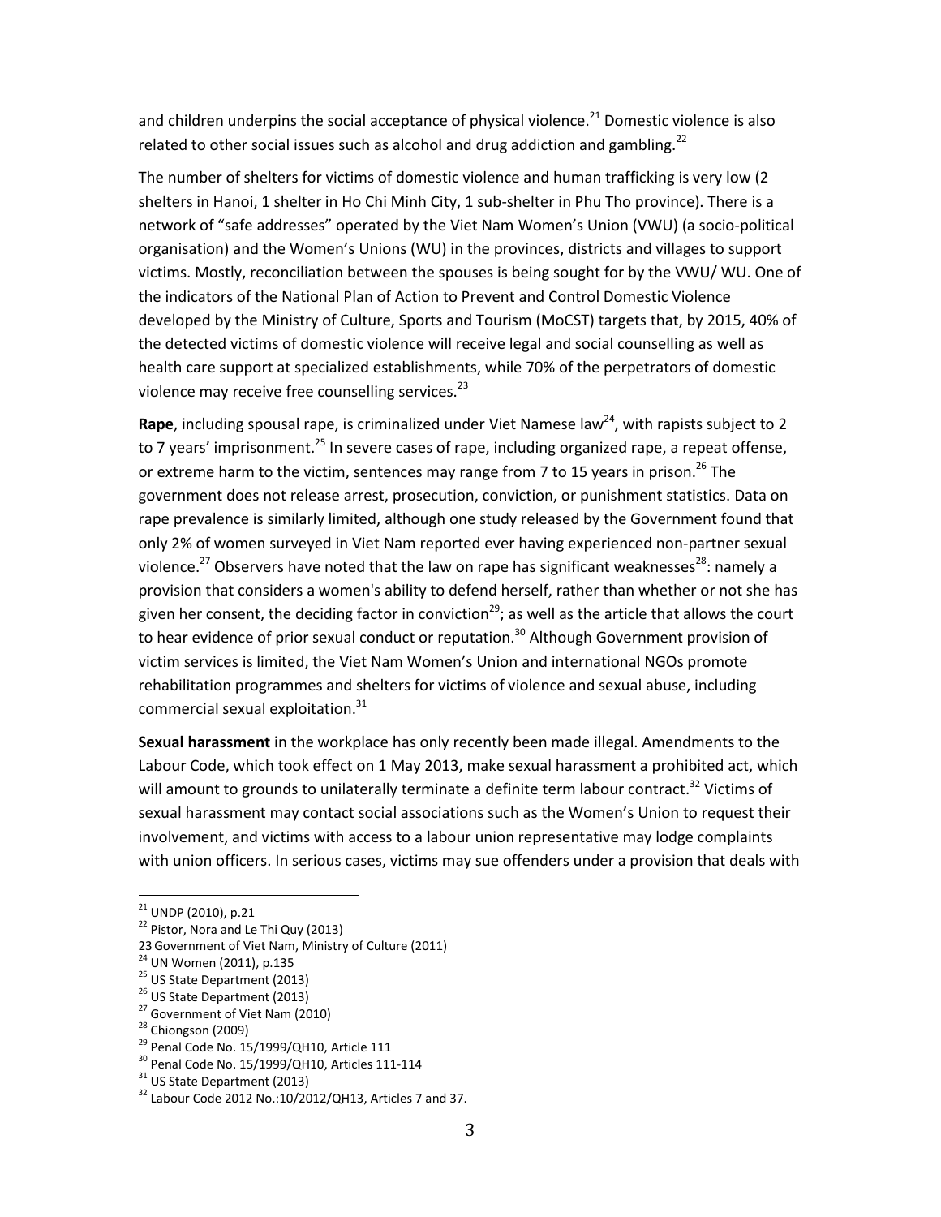and children underpins the social acceptance of physical violence.[21] Domestic violence is also related to other social issues such as alcohol and drug addiction and gambling.[22]

The number of shelters for victims of domestic violence and human trafficking is very low (2 shelters in Hanoi, 1 shelter in Ho Chi Minh City, 1 sub-shelter in Phu Tho province). There is a network of "safe addresses" operated by the Viet Nam Women's Union (VWU) (a socio-political organisation) and the Women's Unions (WU) in the provinces, districts and villages to support victims. Mostly, reconciliation between the spouses is being sought for by the VWU/ WU. One of the indicators of the National Plan of Action to Prevent and Control Domestic Violence developed by the Ministry of Culture, Sports and Tourism (MoCST) targets that, by 2015, 40% of the detected victims of domestic violence will receive legal and social counselling as well as health care support at specialized establishments, while 70% of the perpetrators of domestic violence may receive free counselling services.[23]

**Rape**, including spousal rape, is criminalized under Viet Namese law[24], with rapists subject to 2 to 7 years' imprisonment.[25] In severe cases of rape, including organized rape, a repeat offense, or extreme harm to the victim, sentences may range from 7 to 15 years in prison.[26] The government does not release arrest, prosecution, conviction, or punishment statistics. Data on rape prevalence is similarly limited, although one study released by the Government found that only 2% of women surveyed in Viet Nam reported ever having experienced non-partner sexual violence.[27] Observers have noted that the law on rape has significant weaknesses[28]: namely a provision that considers a women's ability to defend herself, rather than whether or not she has given her consent, the deciding factor in conviction[29]; as well as the article that allows the court to hear evidence of prior sexual conduct or reputation.[30] Although Government provision of victim services is limited, the Viet Nam Women's Union and international NGOs promote rehabilitation programmes and shelters for victims of violence and sexual abuse, including commercial sexual exploitation.[31]

**Sexual harassment** in the workplace has only recently been made illegal. Amendments to the Labour Code, which took effect on 1 May 2013, make sexual harassment a prohibited act, which will amount to grounds to unilaterally terminate a definite term labour contract.[32] Victims of sexual harassment may contact social associations such as the Women's Union to request their involvement, and victims with access to a labour union representative may lodge complaints with union officers. In serious cases, victims may sue offenders under a provision that deals with

---

[21] UNDP (2010), p.21

[22] Pistor, Nora and Le Thi Quy (2013)

[23] Government of Viet Nam, Ministry of Culture (2011)

[24] UN Women (2011), p.135

[25] US State Department (2013)

[26] US State Department (2013)

[27] Government of Viet Nam (2010)

[28] Chiongson (2009)

[29] Penal Code No. 15/1999/QH10, Article 111

[30] Penal Code No. 15/1999/QH10, Articles 111-114

[31] US State Department (2013)

[32] Labour Code 2012 No.:10/2012/QH13, Articles 7 and 37.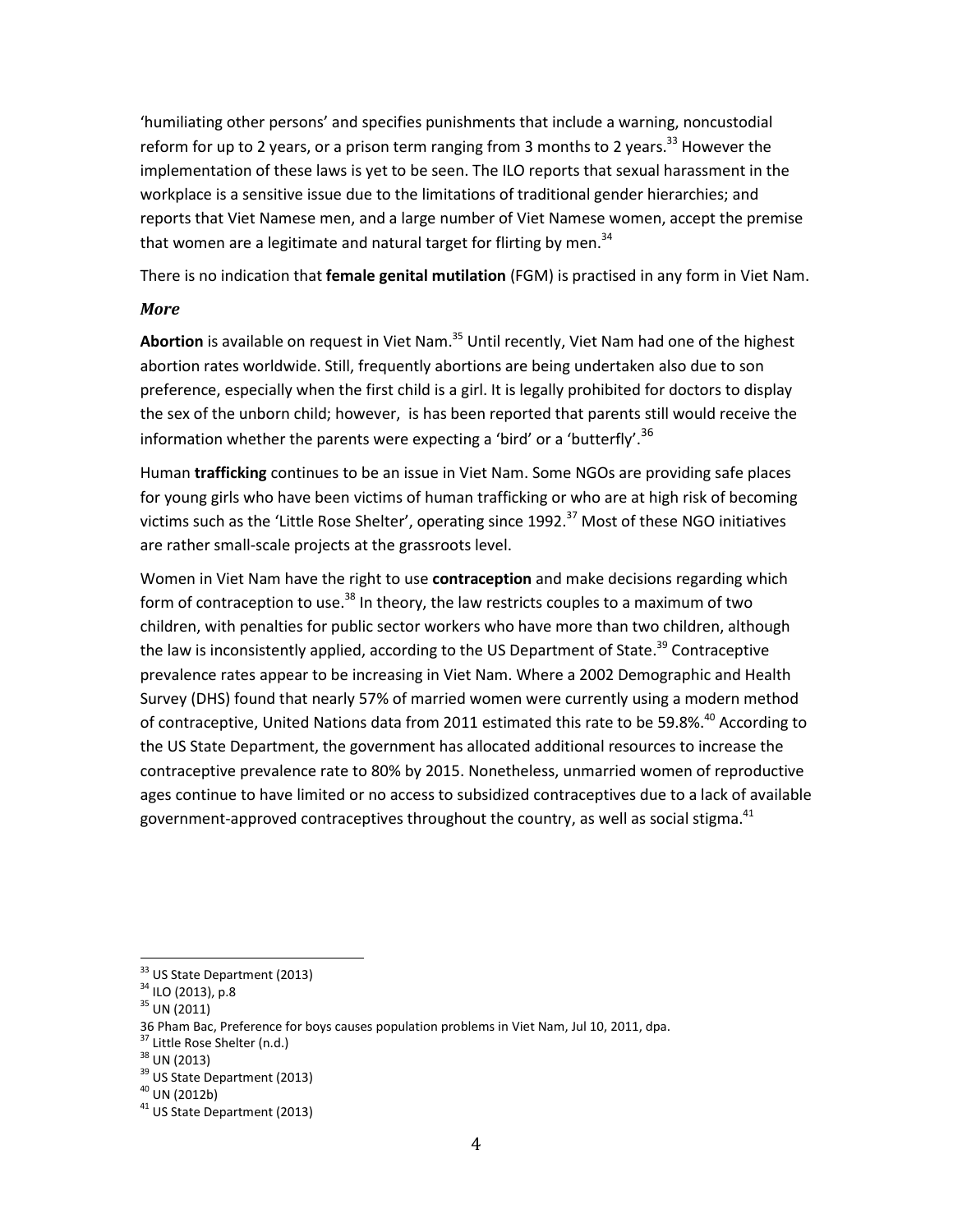'humiliating other persons' and specifies punishments that include a warning, noncustodial reform for up to 2 years, or a prison term ranging from 3 months to 2 years.[33] However the implementation of these laws is yet to be seen. The ILO reports that sexual harassment in the workplace is a sensitive issue due to the limitations of traditional gender hierarchies; and reports that Viet Namese men, and a large number of Viet Namese women, accept the premise that women are a legitimate and natural target for flirting by men.[34]

There is no indication that **female genital mutilation** (FGM) is practised in any form in Viet Nam.

### *More*

**Abortion** is available on request in Viet Nam.[35] Until recently, Viet Nam had one of the highest abortion rates worldwide. Still, frequently abortions are being undertaken also due to son preference, especially when the first child is a girl. It is legally prohibited for doctors to display the sex of the unborn child; however, is has been reported that parents still would receive the information whether the parents were expecting a 'bird' or a 'butterfly'.[36]

Human **trafficking** continues to be an issue in Viet Nam. Some NGOs are providing safe places for young girls who have been victims of human trafficking or who are at high risk of becoming victims such as the 'Little Rose Shelter', operating since 1992.[37] Most of these NGO initiatives are rather small-scale projects at the grassroots level.

Women in Viet Nam have the right to use **contraception** and make decisions regarding which form of contraception to use.[38] In theory, the law restricts couples to a maximum of two children, with penalties for public sector workers who have more than two children, although the law is inconsistently applied, according to the US Department of State.[39] Contraceptive prevalence rates appear to be increasing in Viet Nam. Where a 2002 Demographic and Health Survey (DHS) found that nearly 57% of married women were currently using a modern method of contraceptive, United Nations data from 2011 estimated this rate to be 59.8%.[40] According to the US State Department, the government has allocated additional resources to increase the contraceptive prevalence rate to 80% by 2015. Nonetheless, unmarried women of reproductive ages continue to have limited or no access to subsidized contraceptives due to a lack of available government-approved contraceptives throughout the country, as well as social stigma.[41]

---

[33] US State Department (2013)
[34] ILO (2013), p.8
[35] UN (2011)
36 Pham Bac, Preference for boys causes population problems in Viet Nam, Jul 10, 2011, dpa.
[37] Little Rose Shelter (n.d.)
[38] UN (2013)
[39] US State Department (2013)
[40] UN (2012b)
[41] US State Department (2013)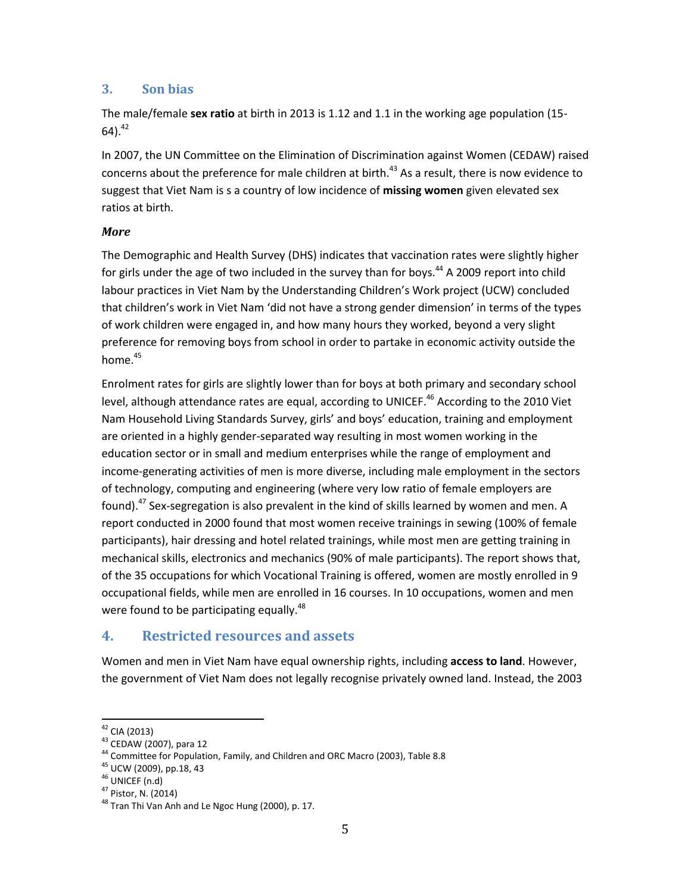## 3. Son bias

The male/female **sex ratio** at birth in 2013 is 1.12 and 1.1 in the working age population (15-64).[42]

In 2007, the UN Committee on the Elimination of Discrimination against Women (CEDAW) raised concerns about the preference for male children at birth.[43] As a result, there is now evidence to suggest that Viet Nam is s a country of low incidence of **missing women** given elevated sex ratios at birth.

***More***

The Demographic and Health Survey (DHS) indicates that vaccination rates were slightly higher for girls under the age of two included in the survey than for boys.[44] A 2009 report into child labour practices in Viet Nam by the Understanding Children's Work project (UCW) concluded that children's work in Viet Nam 'did not have a strong gender dimension' in terms of the types of work children were engaged in, and how many hours they worked, beyond a very slight preference for removing boys from school in order to partake in economic activity outside the home.[45]

Enrolment rates for girls are slightly lower than for boys at both primary and secondary school level, although attendance rates are equal, according to UNICEF.[46] According to the 2010 Viet Nam Household Living Standards Survey, girls' and boys' education, training and employment are oriented in a highly gender-separated way resulting in most women working in the education sector or in small and medium enterprises while the range of employment and income-generating activities of men is more diverse, including male employment in the sectors of technology, computing and engineering (where very low ratio of female employers are found).[47] Sex-segregation is also prevalent in the kind of skills learned by women and men. A report conducted in 2000 found that most women receive trainings in sewing (100% of female participants), hair dressing and hotel related trainings, while most men are getting training in mechanical skills, electronics and mechanics (90% of male participants). The report shows that, of the 35 occupations for which Vocational Training is offered, women are mostly enrolled in 9 occupational fields, while men are enrolled in 16 courses. In 10 occupations, women and men were found to be participating equally.[48]

## 4. Restricted resources and assets

Women and men in Viet Nam have equal ownership rights, including **access to land**. However, the government of Viet Nam does not legally recognise privately owned land. Instead, the 2003

---

[42] CIA (2013)
[43] CEDAW (2007), para 12
[44] Committee for Population, Family, and Children and ORC Macro (2003), Table 8.8
[45] UCW (2009), pp.18, 43
[46] UNICEF (n.d)
[47] Pistor, N. (2014)
[48] Tran Thi Van Anh and Le Ngoc Hung (2000), p. 17.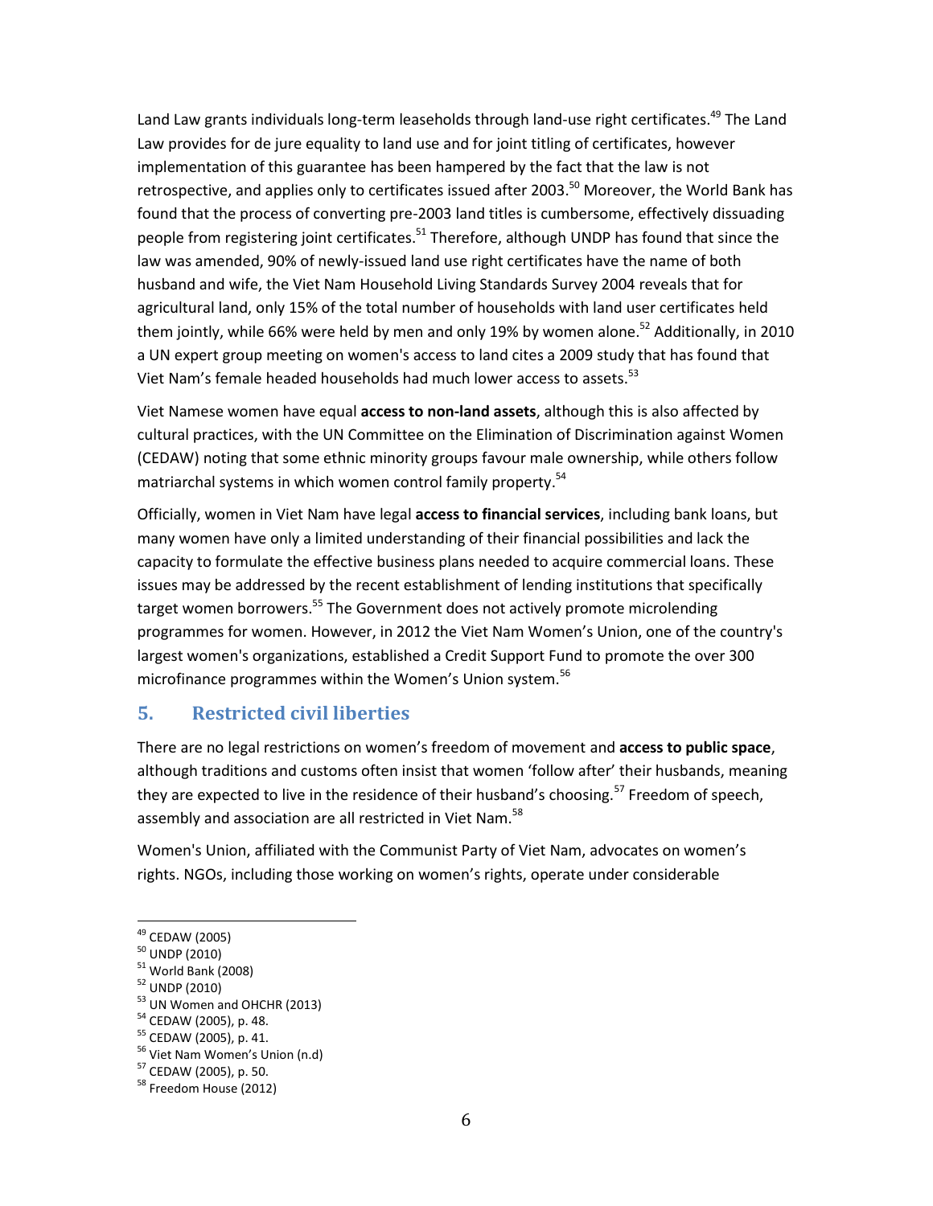Land Law grants individuals long-term leaseholds through land-use right certificates.[49] The Land Law provides for de jure equality to land use and for joint titling of certificates, however implementation of this guarantee has been hampered by the fact that the law is not retrospective, and applies only to certificates issued after 2003.[50] Moreover, the World Bank has found that the process of converting pre-2003 land titles is cumbersome, effectively dissuading people from registering joint certificates.[51] Therefore, although UNDP has found that since the law was amended, 90% of newly-issued land use right certificates have the name of both husband and wife, the Viet Nam Household Living Standards Survey 2004 reveals that for agricultural land, only 15% of the total number of households with land user certificates held them jointly, while 66% were held by men and only 19% by women alone.[52] Additionally, in 2010 a UN expert group meeting on women's access to land cites a 2009 study that has found that Viet Nam's female headed households had much lower access to assets.[53]

Viet Namese women have equal **access to non-land assets**, although this is also affected by cultural practices, with the UN Committee on the Elimination of Discrimination against Women (CEDAW) noting that some ethnic minority groups favour male ownership, while others follow matriarchal systems in which women control family property.[54]

Officially, women in Viet Nam have legal **access to financial services**, including bank loans, but many women have only a limited understanding of their financial possibilities and lack the capacity to formulate the effective business plans needed to acquire commercial loans. These issues may be addressed by the recent establishment of lending institutions that specifically target women borrowers.[55] The Government does not actively promote microlending programmes for women. However, in 2012 the Viet Nam Women's Union, one of the country's largest women's organizations, established a Credit Support Fund to promote the over 300 microfinance programmes within the Women's Union system.[56]

## 5. Restricted civil liberties

There are no legal restrictions on women's freedom of movement and **access to public space**, although traditions and customs often insist that women 'follow after' their husbands, meaning they are expected to live in the residence of their husband's choosing.[57] Freedom of speech, assembly and association are all restricted in Viet Nam.[58]

Women's Union, affiliated with the Communist Party of Viet Nam, advocates on women's rights. NGOs, including those working on women's rights, operate under considerable

---

[49] CEDAW (2005)
[50] UNDP (2010)
[51] World Bank (2008)
[52] UNDP (2010)
[53] UN Women and OHCHR (2013)
[54] CEDAW (2005), p. 48.
[55] CEDAW (2005), p. 41.
[56] Viet Nam Women's Union (n.d)
[57] CEDAW (2005), p. 50.
[58] Freedom House (2012)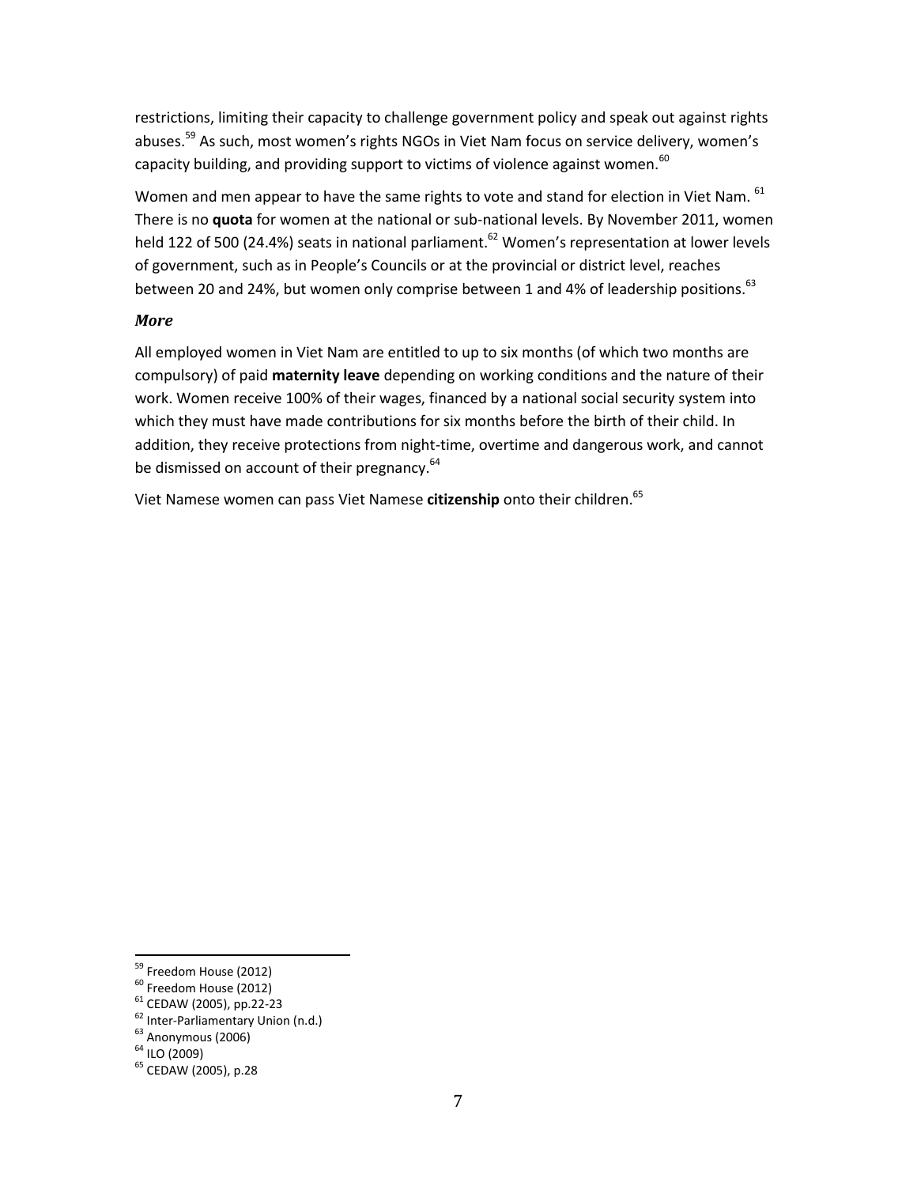restrictions, limiting their capacity to challenge government policy and speak out against rights abuses.[59] As such, most women's rights NGOs in Viet Nam focus on service delivery, women's capacity building, and providing support to victims of violence against women.[60]

Women and men appear to have the same rights to vote and stand for election in Viet Nam. [61] There is no **quota** for women at the national or sub-national levels. By November 2011, women held 122 of 500 (24.4%) seats in national parliament.[62] Women's representation at lower levels of government, such as in People's Councils or at the provincial or district level, reaches between 20 and 24%, but women only comprise between 1 and 4% of leadership positions.[63]

### *More*

All employed women in Viet Nam are entitled to up to six months (of which two months are compulsory) of paid **maternity leave** depending on working conditions and the nature of their work. Women receive 100% of their wages, financed by a national social security system into which they must have made contributions for six months before the birth of their child. In addition, they receive protections from night-time, overtime and dangerous work, and cannot be dismissed on account of their pregnancy.[64]

Viet Namese women can pass Viet Namese **citizenship** onto their children.[65]

---

[59] Freedom House (2012)
[60] Freedom House (2012)
[61] CEDAW (2005), pp.22-23
[62] Inter-Parliamentary Union (n.d.)
[63] Anonymous (2006)
[64] ILO (2009)
[65] CEDAW (2005), p.28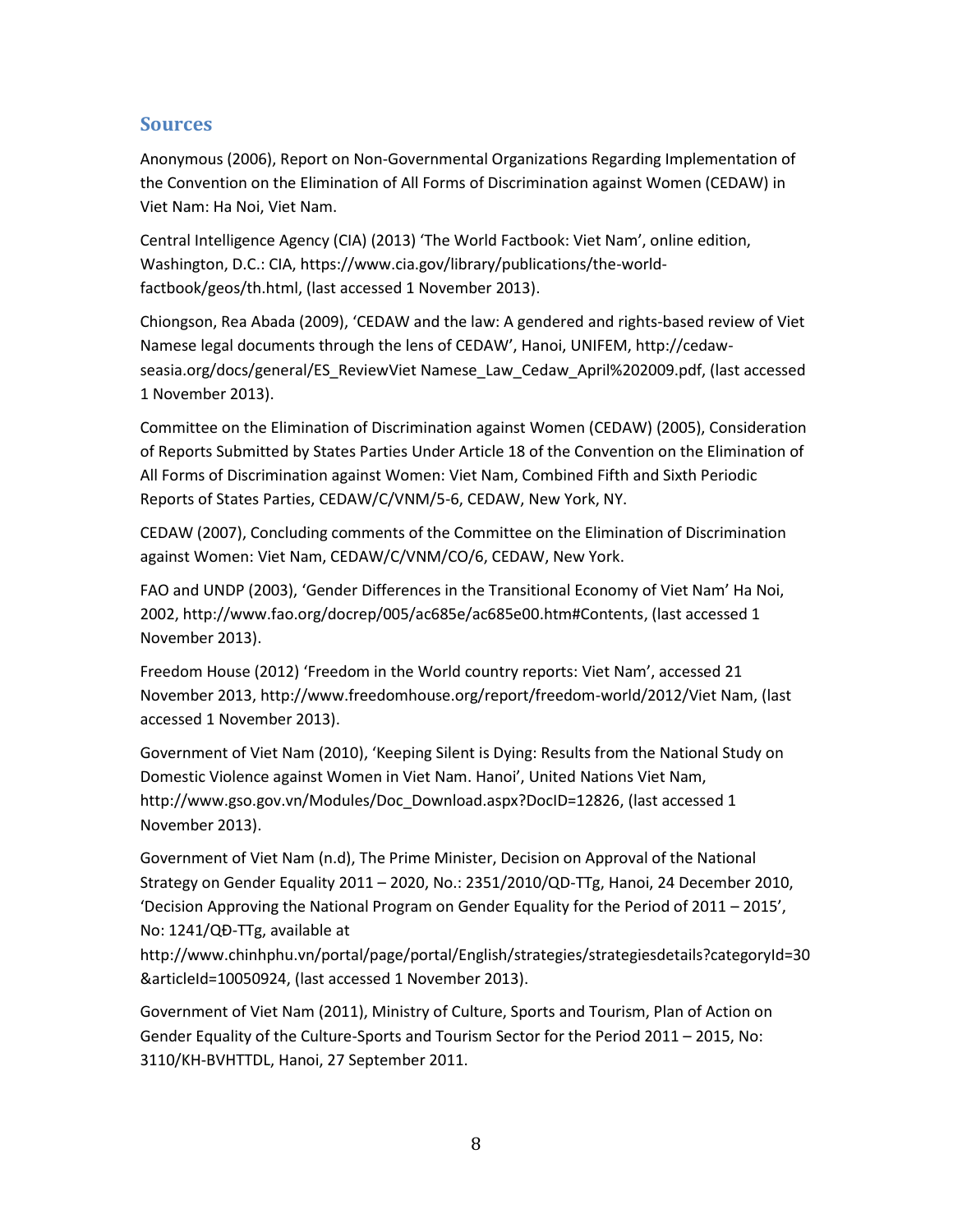## Sources

Anonymous (2006), Report on Non-Governmental Organizations Regarding Implementation of the Convention on the Elimination of All Forms of Discrimination against Women (CEDAW) in Viet Nam: Ha Noi, Viet Nam.

Central Intelligence Agency (CIA) (2013) 'The World Factbook: Viet Nam', online edition, Washington, D.C.: CIA, https://www.cia.gov/library/publications/the-world-factbook/geos/th.html, (last accessed 1 November 2013).

Chiongson, Rea Abada (2009), 'CEDAW and the law: A gendered and rights-based review of Viet Namese legal documents through the lens of CEDAW', Hanoi, UNIFEM, http://cedaw-seasia.org/docs/general/ES_ReviewViet Namese_Law_Cedaw_April%202009.pdf, (last accessed 1 November 2013).

Committee on the Elimination of Discrimination against Women (CEDAW) (2005), Consideration of Reports Submitted by States Parties Under Article 18 of the Convention on the Elimination of All Forms of Discrimination against Women: Viet Nam, Combined Fifth and Sixth Periodic Reports of States Parties, CEDAW/C/VNM/5-6, CEDAW, New York, NY.

CEDAW (2007), Concluding comments of the Committee on the Elimination of Discrimination against Women: Viet Nam, CEDAW/C/VNM/CO/6, CEDAW, New York.

FAO and UNDP (2003), 'Gender Differences in the Transitional Economy of Viet Nam' Ha Noi, 2002, http://www.fao.org/docrep/005/ac685e/ac685e00.htm#Contents, (last accessed 1 November 2013).

Freedom House (2012) 'Freedom in the World country reports: Viet Nam', accessed 21 November 2013, http://www.freedomhouse.org/report/freedom-world/2012/Viet Nam, (last accessed 1 November 2013).

Government of Viet Nam (2010), 'Keeping Silent is Dying: Results from the National Study on Domestic Violence against Women in Viet Nam. Hanoi', United Nations Viet Nam, http://www.gso.gov.vn/Modules/Doc_Download.aspx?DocID=12826, (last accessed 1 November 2013).

Government of Viet Nam (n.d), The Prime Minister, Decision on Approval of the National Strategy on Gender Equality 2011 – 2020, No.: 2351/2010/QD-TTg, Hanoi, 24 December 2010, 'Decision Approving the National Program on Gender Equality for the Period of 2011 – 2015', No: 1241/QĐ-TTg, available at http://www.chinhphu.vn/portal/page/portal/English/strategies/strategiesdetails?categoryId=30&articleId=10050924, (last accessed 1 November 2013).

Government of Viet Nam (2011), Ministry of Culture, Sports and Tourism, Plan of Action on Gender Equality of the Culture-Sports and Tourism Sector for the Period 2011 – 2015, No: 3110/KH-BVHTTDL, Hanoi, 27 September 2011.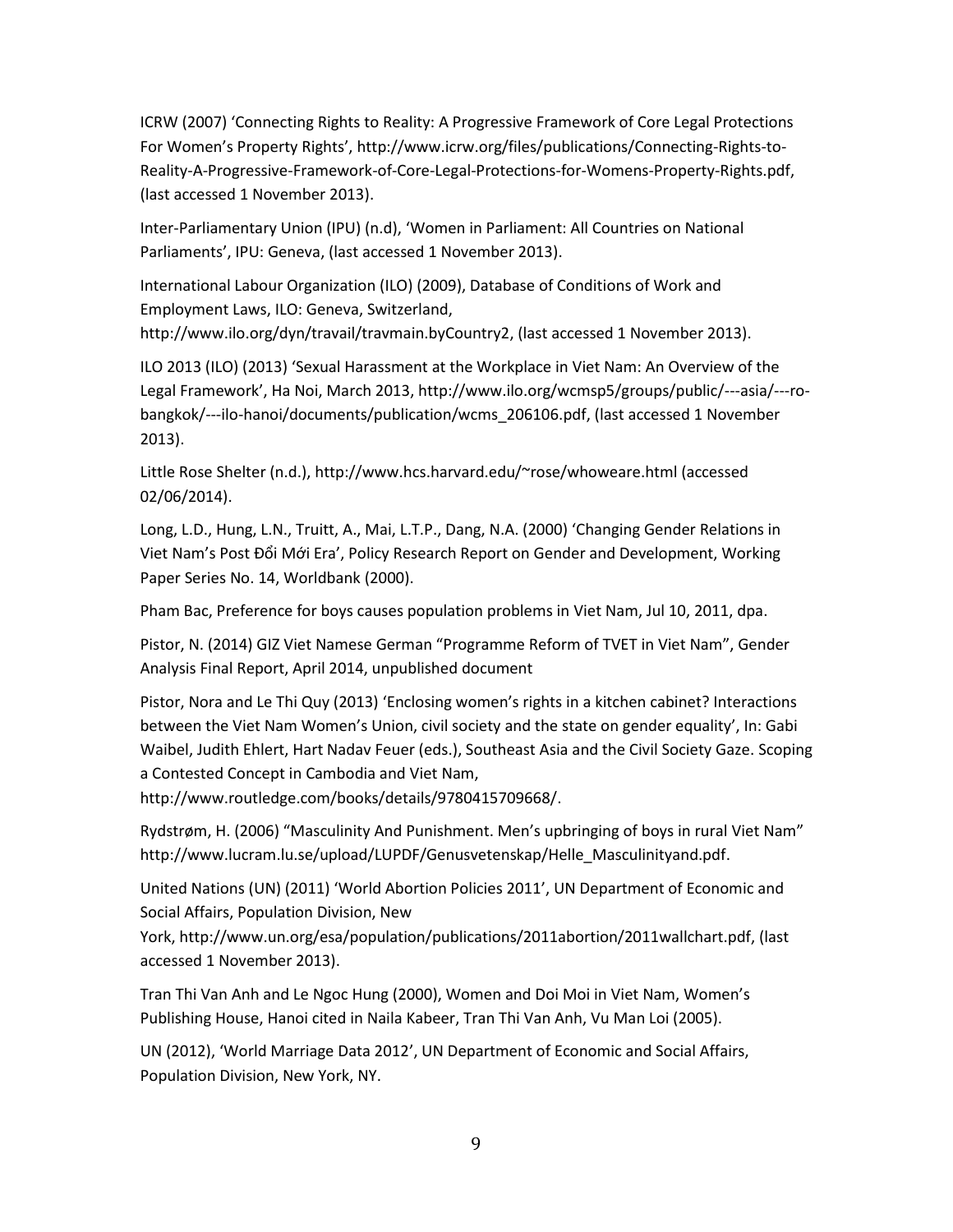ICRW (2007) 'Connecting Rights to Reality: A Progressive Framework of Core Legal Protections For Women's Property Rights', http://www.icrw.org/files/publications/Connecting-Rights-to-Reality-A-Progressive-Framework-of-Core-Legal-Protections-for-Womens-Property-Rights.pdf, (last accessed 1 November 2013).

Inter-Parliamentary Union (IPU) (n.d), 'Women in Parliament: All Countries on National Parliaments', IPU: Geneva, (last accessed 1 November 2013).

International Labour Organization (ILO) (2009), Database of Conditions of Work and Employment Laws, ILO: Geneva, Switzerland, http://www.ilo.org/dyn/travail/travmain.byCountry2, (last accessed 1 November 2013).

ILO 2013 (ILO) (2013) 'Sexual Harassment at the Workplace in Viet Nam: An Overview of the Legal Framework', Ha Noi, March 2013, http://www.ilo.org/wcmsp5/groups/public/---asia/---ro-bangkok/---ilo-hanoi/documents/publication/wcms_206106.pdf, (last accessed 1 November 2013).

Little Rose Shelter (n.d.), http://www.hcs.harvard.edu/~rose/whoweare.html (accessed 02/06/2014).

Long, L.D., Hung, L.N., Truitt, A., Mai, L.T.P., Dang, N.A. (2000) 'Changing Gender Relations in Viet Nam's Post Đổi Mới Era', Policy Research Report on Gender and Development, Working Paper Series No. 14, Worldbank (2000).

Pham Bac, Preference for boys causes population problems in Viet Nam, Jul 10, 2011, dpa.

Pistor, N. (2014) GIZ Viet Namese German "Programme Reform of TVET in Viet Nam", Gender Analysis Final Report, April 2014, unpublished document

Pistor, Nora and Le Thi Quy (2013) 'Enclosing women's rights in a kitchen cabinet? Interactions between the Viet Nam Women's Union, civil society and the state on gender equality', In: Gabi Waibel, Judith Ehlert, Hart Nadav Feuer (eds.), Southeast Asia and the Civil Society Gaze. Scoping a Contested Concept in Cambodia and Viet Nam, http://www.routledge.com/books/details/9780415709668/.

Rydstrøm, H. (2006) "Masculinity And Punishment. Men's upbringing of boys in rural Viet Nam" http://www.lucram.lu.se/upload/LUPDF/Genusvetenskap/Helle_Masculinityand.pdf.

United Nations (UN) (2011) 'World Abortion Policies 2011', UN Department of Economic and Social Affairs, Population Division, New York, http://www.un.org/esa/population/publications/2011abortion/2011wallchart.pdf, (last accessed 1 November 2013).

Tran Thi Van Anh and Le Ngoc Hung (2000), Women and Doi Moi in Viet Nam, Women's Publishing House, Hanoi cited in Naila Kabeer, Tran Thi Van Anh, Vu Man Loi (2005).

UN (2012), 'World Marriage Data 2012', UN Department of Economic and Social Affairs, Population Division, New York, NY.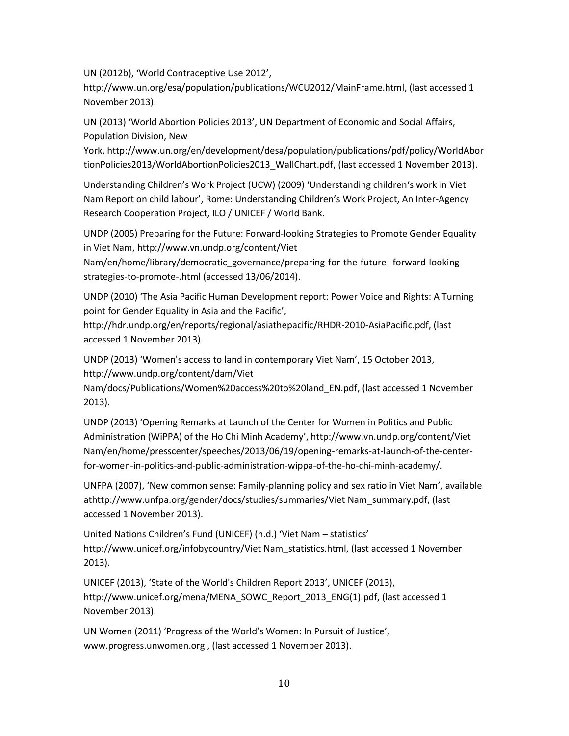UN (2012b), 'World Contraceptive Use 2012', http://www.un.org/esa/population/publications/WCU2012/MainFrame.html, (last accessed 1 November 2013).

UN (2013) 'World Abortion Policies 2013', UN Department of Economic and Social Affairs, Population Division, New York, http://www.un.org/en/development/desa/population/publications/pdf/policy/WorldAbortionPolicies2013/WorldAbortionPolicies2013_WallChart.pdf, (last accessed 1 November 2013).

Understanding Children's Work Project (UCW) (2009) 'Understanding children's work in Viet Nam Report on child labour', Rome: Understanding Children's Work Project, An Inter-Agency Research Cooperation Project, ILO / UNICEF / World Bank.

UNDP (2005) Preparing for the Future: Forward-looking Strategies to Promote Gender Equality in Viet Nam, http://www.vn.undp.org/content/Viet Nam/en/home/library/democratic_governance/preparing-for-the-future--forward-looking-strategies-to-promote-.html (accessed 13/06/2014).

UNDP (2010) 'The Asia Pacific Human Development report: Power Voice and Rights: A Turning point for Gender Equality in Asia and the Pacific', http://hdr.undp.org/en/reports/regional/asiathepacific/RHDR-2010-AsiaPacific.pdf, (last accessed 1 November 2013).

UNDP (2013) 'Women's access to land in contemporary Viet Nam', 15 October 2013, http://www.undp.org/content/dam/Viet Nam/docs/Publications/Women%20access%20to%20land_EN.pdf, (last accessed 1 November 2013).

UNDP (2013) 'Opening Remarks at Launch of the Center for Women in Politics and Public Administration (WiPPA) of the Ho Chi Minh Academy', http://www.vn.undp.org/content/Viet Nam/en/home/presscenter/speeches/2013/06/19/opening-remarks-at-launch-of-the-center-for-women-in-politics-and-public-administration-wippa-of-the-ho-chi-minh-academy/.

UNFPA (2007), 'New common sense: Family-planning policy and sex ratio in Viet Nam', available athttp://www.unfpa.org/gender/docs/studies/summaries/Viet Nam_summary.pdf, (last accessed 1 November 2013).

United Nations Children's Fund (UNICEF) (n.d.) 'Viet Nam – statistics' http://www.unicef.org/infobycountry/Viet Nam_statistics.html, (last accessed 1 November 2013).

UNICEF (2013), 'State of the World's Children Report 2013', UNICEF (2013), http://www.unicef.org/mena/MENA_SOWC_Report_2013_ENG(1).pdf, (last accessed 1 November 2013).

UN Women (2011) 'Progress of the World's Women: In Pursuit of Justice', www.progress.unwomen.org , (last accessed 1 November 2013).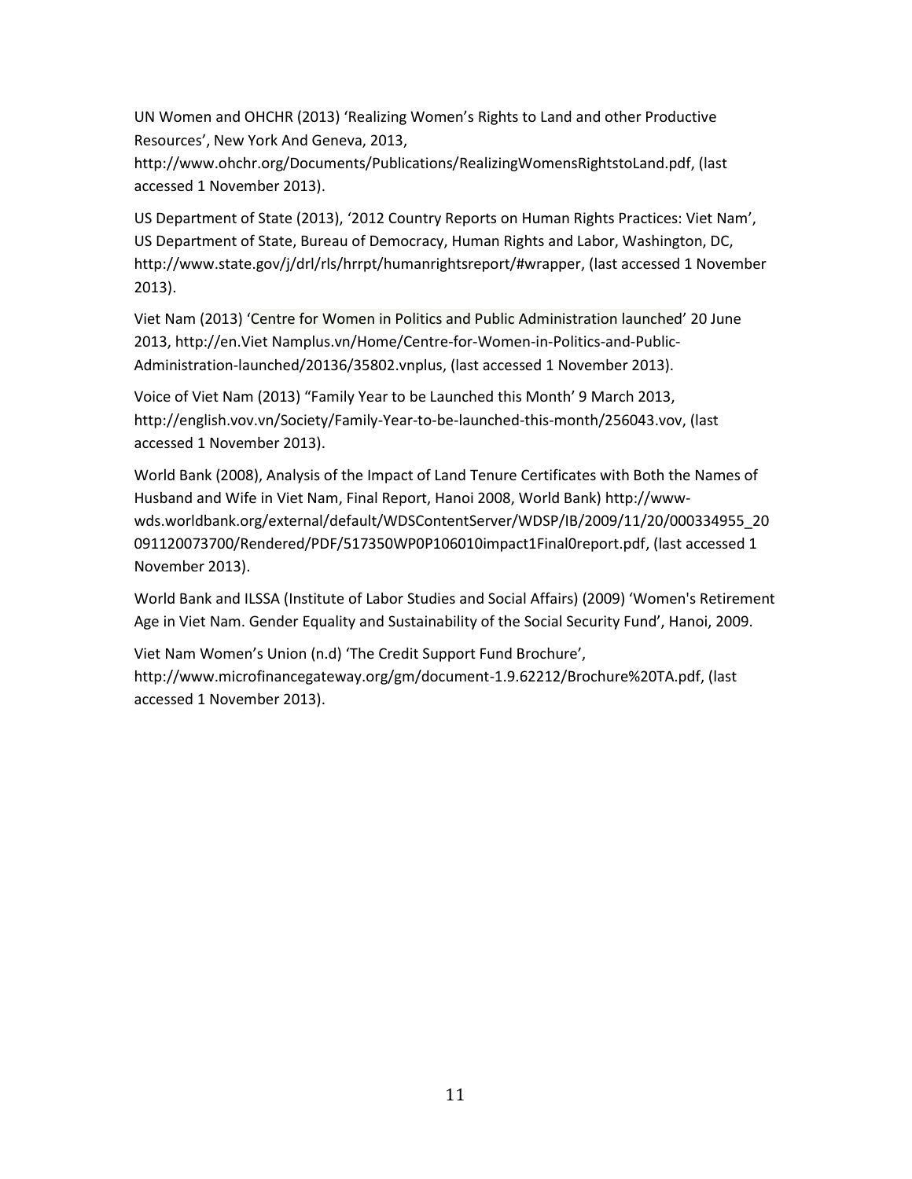UN Women and OHCHR (2013) 'Realizing Women's Rights to Land and other Productive Resources', New York And Geneva, 2013, http://www.ohchr.org/Documents/Publications/RealizingWomensRightstoLand.pdf, (last accessed 1 November 2013).

US Department of State (2013), '2012 Country Reports on Human Rights Practices: Viet Nam', US Department of State, Bureau of Democracy, Human Rights and Labor, Washington, DC, http://www.state.gov/j/drl/rls/hrrpt/humanrightsreport/#wrapper, (last accessed 1 November 2013).

Viet Nam (2013) 'Centre for Women in Politics and Public Administration launched' 20 June 2013, http://en.Viet Namplus.vn/Home/Centre-for-Women-in-Politics-and-Public-Administration-launched/20136/35802.vnplus, (last accessed 1 November 2013).

Voice of Viet Nam (2013) "Family Year to be Launched this Month' 9 March 2013, http://english.vov.vn/Society/Family-Year-to-be-launched-this-month/256043.vov, (last accessed 1 November 2013).

World Bank (2008), Analysis of the Impact of Land Tenure Certificates with Both the Names of Husband and Wife in Viet Nam, Final Report, Hanoi 2008, World Bank) http://www-wds.worldbank.org/external/default/WDSContentServer/WDSP/IB/2009/11/20/000334955_20091120073700/Rendered/PDF/517350WP0P106010impact1Final0report.pdf, (last accessed 1 November 2013).

World Bank and ILSSA (Institute of Labor Studies and Social Affairs) (2009) 'Women's Retirement Age in Viet Nam. Gender Equality and Sustainability of the Social Security Fund', Hanoi, 2009.

Viet Nam Women's Union (n.d) 'The Credit Support Fund Brochure', http://www.microfinancegateway.org/gm/document-1.9.62212/Brochure%20TA.pdf, (last accessed 1 November 2013).